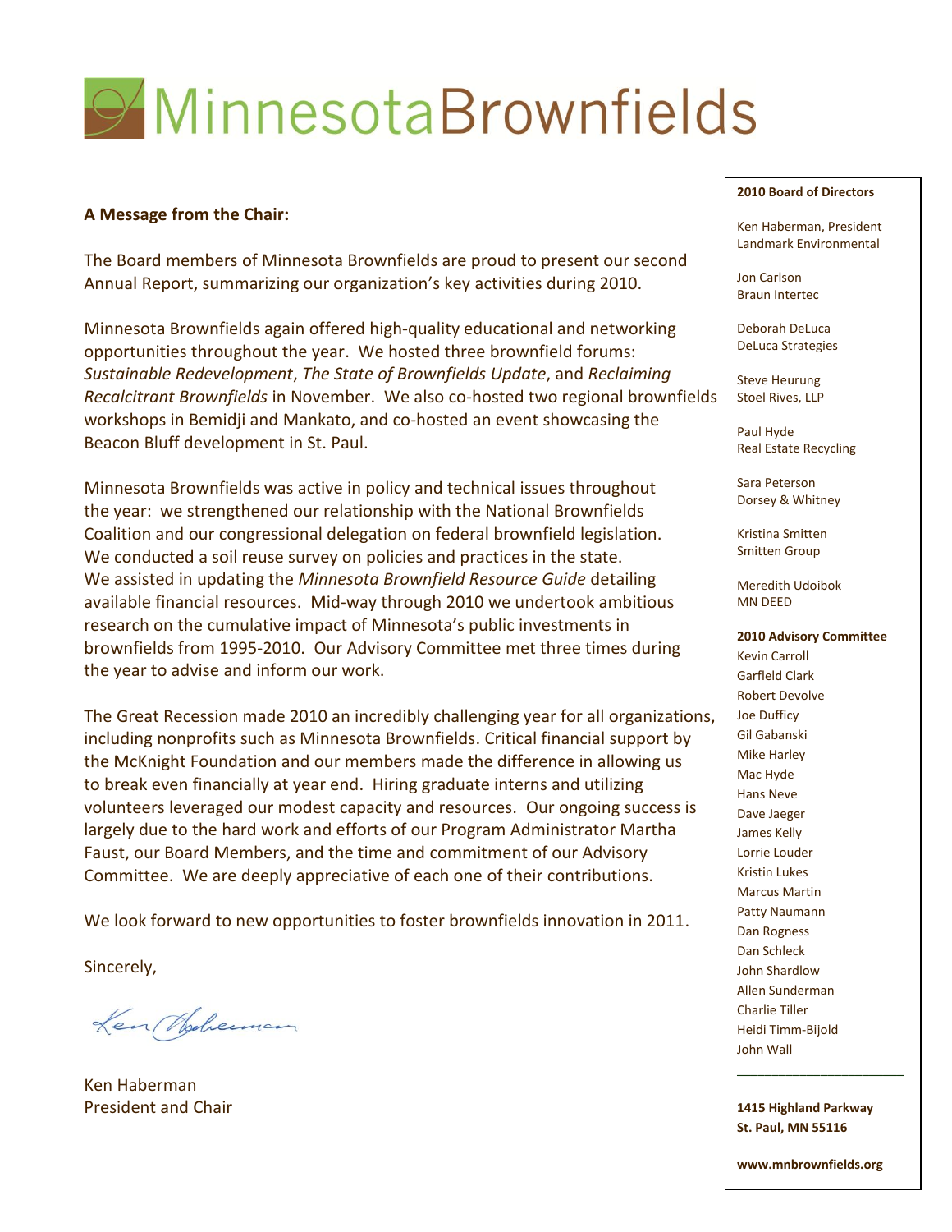# MinnesotaBrownfields

**A Message from the Chair:**

The Board members of Minnesota Brownfields are proud to present our second Annual Report, summarizing our organization's key activities during 2010.

Minnesota Brownfields again offered high-quality educational and networking opportunities throughout the year. We hosted three brownfield forums: *Sustainable Redevelopment*, *The State of Brownfields Update*, and *Reclaiming Recalcitrant Brownfields* in November. We also co-hosted two regional brownfields workshops in Bemidji and Mankato, and co-hosted an event showcasing the Beacon Bluff development in St. Paul.

Minnesota Brownfields was active in policy and technical issues throughout the year: we strengthened our relationship with the National Brownfields Coalition and our congressional delegation on federal brownfield legislation. We conducted a soil reuse survey on policies and practices in the state. We assisted in updating the *Minnesota Brownfield Resource Guide* detailing available financial resources. Mid-way through 2010 we undertook ambitious research on the cumulative impact of Minnesota's public investments in brownfields from 1995-2010. Our Advisory Committee met three times during the year to advise and inform our work.

The Great Recession made 2010 an incredibly challenging year for all organizations, including nonprofits such as Minnesota Brownfields. Critical financial support by the McKnight Foundation and our members made the difference in allowing us to break even financially at year end. Hiring graduate interns and utilizing volunteers leveraged our modest capacity and resources. Our ongoing success is largely due to the hard work and efforts of our Program Administrator Martha Faust, our Board Members, and the time and commitment of our Advisory Committee. We are deeply appreciative of each one of their contributions.

We look forward to new opportunities to foster brownfields innovation in 2011.

Sincerely,

Ken Haberman
President and Chair

**2010 Board of Directors**

Ken Haberman, President
Landmark Environmental

Jon Carlson
Braun Intertec

Deborah DeLuca
DeLuca Strategies

Steve Heurung
Stoel Rives, LLP

Paul Hyde
Real Estate Recycling

Sara Peterson
Dorsey & Whitney

Kristina Smitten
Smitten Group

Meredith Udoibok
MN DEED

**2010 Advisory Committee**

Kevin Carroll
Garfleld Clark
Robert Devolve
Joe Dufficy
Gil Gabanski
Mike Harley
Mac Hyde
Hans Neve
Dave Jaeger
James Kelly
Lorrie Louder
Kristin Lukes
Marcus Martin
Patty Naumann
Dan Rogness
Dan Schleck
John Shardlow
Allen Sunderman
Charlie Tiller
Heidi Timm-Bijold
John Wall

**1415 Highland Parkway**
**St. Paul, MN 55116**

**www.mnbrownfields.org**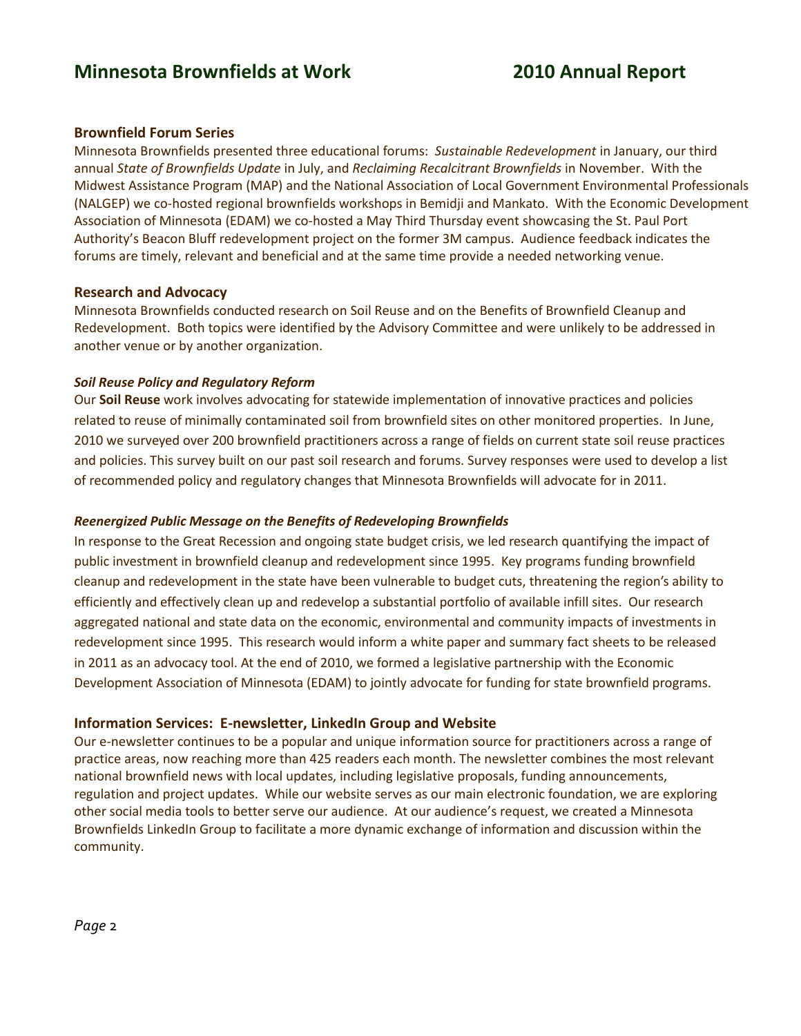## Brownfield Forum Series

Minnesota Brownfields presented three educational forums: *Sustainable Redevelopment* in January, our third annual *State of Brownfields Update* in July, and *Reclaiming Recalcitrant Brownfields* in November. With the Midwest Assistance Program (MAP) and the National Association of Local Government Environmental Professionals (NALGEP) we co-hosted regional brownfields workshops in Bemidji and Mankato. With the Economic Development Association of Minnesota (EDAM) we co-hosted a May Third Thursday event showcasing the St. Paul Port Authority's Beacon Bluff redevelopment project on the former 3M campus. Audience feedback indicates the forums are timely, relevant and beneficial and at the same time provide a needed networking venue.

## Research and Advocacy

Minnesota Brownfields conducted research on Soil Reuse and on the Benefits of Brownfield Cleanup and Redevelopment. Both topics were identified by the Advisory Committee and were unlikely to be addressed in another venue or by another organization.

### *Soil Reuse Policy and Regulatory Reform*

Our **Soil Reuse** work involves advocating for statewide implementation of innovative practices and policies related to reuse of minimally contaminated soil from brownfield sites on other monitored properties. In June, 2010 we surveyed over 200 brownfield practitioners across a range of fields on current state soil reuse practices and policies. This survey built on our past soil research and forums. Survey responses were used to develop a list of recommended policy and regulatory changes that Minnesota Brownfields will advocate for in 2011.

### *Reenergized Public Message on the Benefits of Redeveloping Brownfields*

In response to the Great Recession and ongoing state budget crisis, we led research quantifying the impact of public investment in brownfield cleanup and redevelopment since 1995. Key programs funding brownfield cleanup and redevelopment in the state have been vulnerable to budget cuts, threatening the region's ability to efficiently and effectively clean up and redevelop a substantial portfolio of available infill sites. Our research aggregated national and state data on the economic, environmental and community impacts of investments in redevelopment since 1995. This research would inform a white paper and summary fact sheets to be released in 2011 as an advocacy tool. At the end of 2010, we formed a legislative partnership with the Economic Development Association of Minnesota (EDAM) to jointly advocate for funding for state brownfield programs.

## Information Services: E-newsletter, LinkedIn Group and Website

Our e-newsletter continues to be a popular and unique information source for practitioners across a range of practice areas, now reaching more than 425 readers each month. The newsletter combines the most relevant national brownfield news with local updates, including legislative proposals, funding announcements, regulation and project updates. While our website serves as our main electronic foundation, we are exploring other social media tools to better serve our audience. At our audience's request, we created a Minnesota Brownfields LinkedIn Group to facilitate a more dynamic exchange of information and discussion within the community.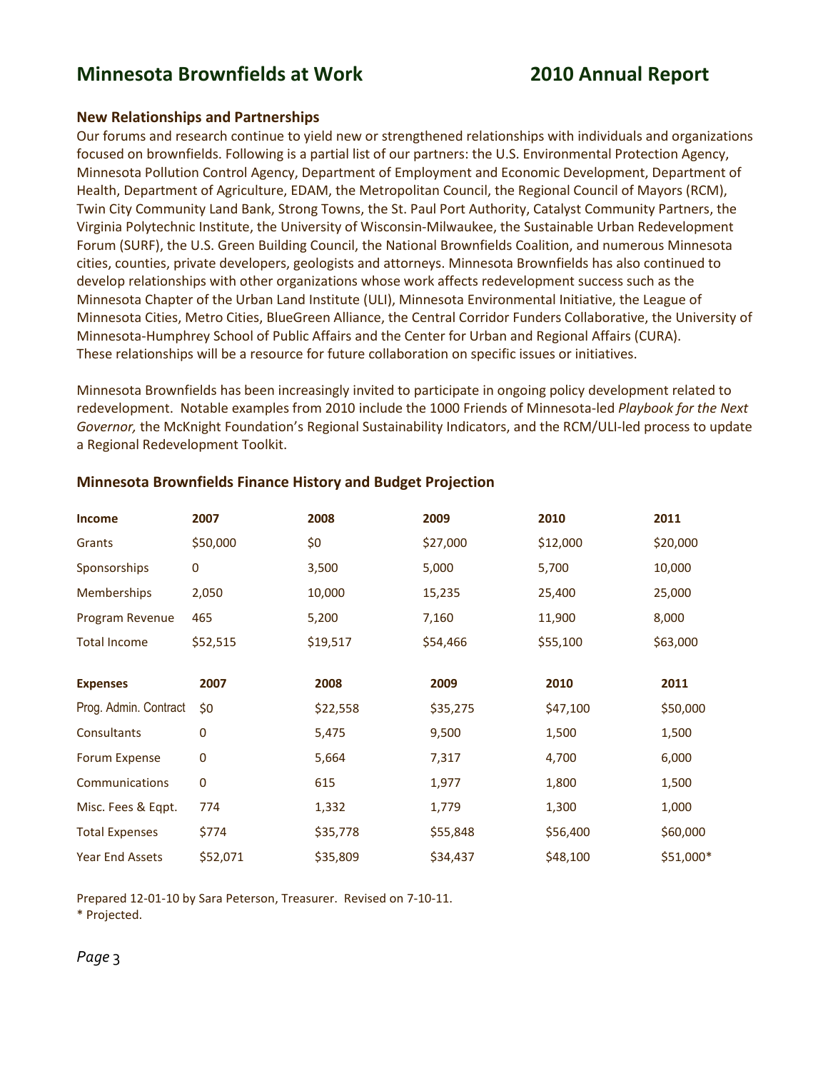# Minnesota Brownfields at Work — 2010 Annual Report

### New Relationships and Partnerships

Our forums and research continue to yield new or strengthened relationships with individuals and organizations focused on brownfields. Following is a partial list of our partners: the U.S. Environmental Protection Agency, Minnesota Pollution Control Agency, Department of Employment and Economic Development, Department of Health, Department of Agriculture, EDAM, the Metropolitan Council, the Regional Council of Mayors (RCM), Twin City Community Land Bank, Strong Towns, the St. Paul Port Authority, Catalyst Community Partners, the Virginia Polytechnic Institute, the University of Wisconsin-Milwaukee, the Sustainable Urban Redevelopment Forum (SURF), the U.S. Green Building Council, the National Brownfields Coalition, and numerous Minnesota cities, counties, private developers, geologists and attorneys. Minnesota Brownfields has also continued to develop relationships with other organizations whose work affects redevelopment success such as the Minnesota Chapter of the Urban Land Institute (ULI), Minnesota Environmental Initiative, the League of Minnesota Cities, Metro Cities, BlueGreen Alliance, the Central Corridor Funders Collaborative, the University of Minnesota-Humphrey School of Public Affairs and the Center for Urban and Regional Affairs (CURA). These relationships will be a resource for future collaboration on specific issues or initiatives.

Minnesota Brownfields has been increasingly invited to participate in ongoing policy development related to redevelopment. Notable examples from 2010 include the 1000 Friends of Minnesota-led *Playbook for the Next Governor,* the McKnight Foundation's Regional Sustainability Indicators, and the RCM/ULI-led process to update a Regional Redevelopment Toolkit.

### Minnesota Brownfields Finance History and Budget Projection

| **Income** | **2007** | **2008** | **2009** | **2010** | **2011** |
|---|---|---|---|---|---|
| Grants | $50,000 | $0 | $27,000 | $12,000 | $20,000 |
| Sponsorships | 0 | 3,500 | 5,000 | 5,700 | 10,000 |
| Memberships | 2,050 | 10,000 | 15,235 | 25,400 | 25,000 |
| Program Revenue | 465 | 5,200 | 7,160 | 11,900 | 8,000 |
| Total Income | $52,515 | $19,517 | $54,466 | $55,100 | $63,000 |
| | | | | | |
| **Expenses** | **2007** | **2008** | **2009** | **2010** | **2011** |
| Prog. Admin. Contract | $0 | $22,558 | $35,275 | $47,100 | $50,000 |
| Consultants | 0 | 5,475 | 9,500 | 1,500 | 1,500 |
| Forum Expense | 0 | 5,664 | 7,317 | 4,700 | 6,000 |
| Communications | 0 | 615 | 1,977 | 1,800 | 1,500 |
| Misc. Fees & Eqpt. | 774 | 1,332 | 1,779 | 1,300 | 1,000 |
| Total Expenses | $774 | $35,778 | $55,848 | $56,400 | $60,000 |
| Year End Assets | $52,071 | $35,809 | $34,437 | $48,100 | $51,000* |

Prepared 12-01-10 by Sara Peterson, Treasurer. Revised on 7-10-11.
\* Projected.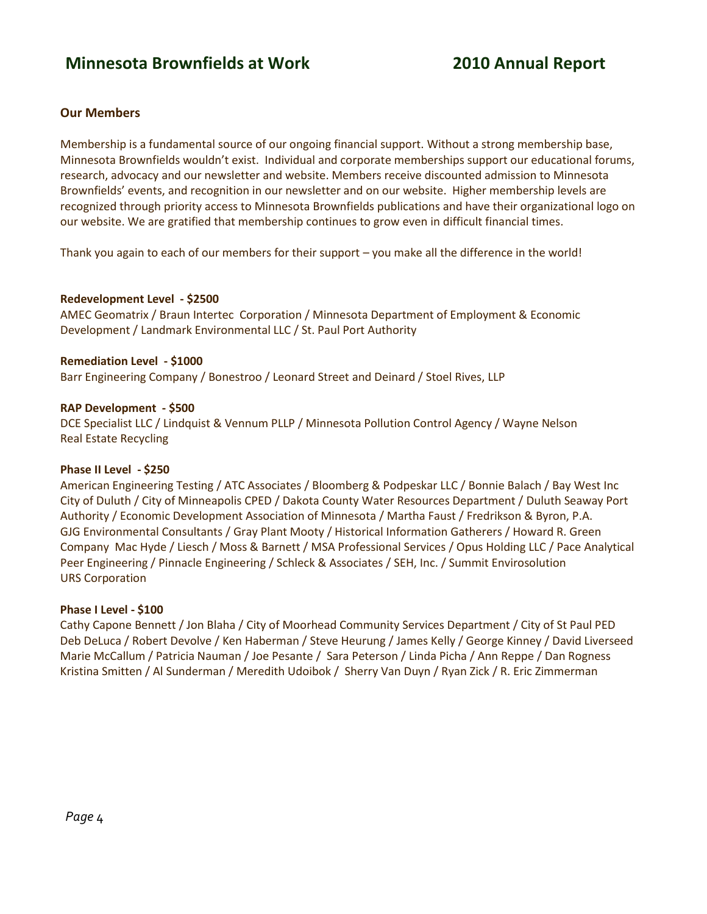## Our Members

Membership is a fundamental source of our ongoing financial support. Without a strong membership base, Minnesota Brownfields wouldn't exist. Individual and corporate memberships support our educational forums, research, advocacy and our newsletter and website. Members receive discounted admission to Minnesota Brownfields' events, and recognition in our newsletter and on our website. Higher membership levels are recognized through priority access to Minnesota Brownfields publications and have their organizational logo on our website. We are gratified that membership continues to grow even in difficult financial times.

Thank you again to each of our members for their support – you make all the difference in the world!

**Redevelopment Level - $2500**
AMEC Geomatrix / Braun Intertec Corporation / Minnesota Department of Employment & Economic Development / Landmark Environmental LLC / St. Paul Port Authority

**Remediation Level - $1000**
Barr Engineering Company / Bonestroo / Leonard Street and Deinard / Stoel Rives, LLP

**RAP Development - $500**
DCE Specialist LLC / Lindquist & Vennum PLLP / Minnesota Pollution Control Agency / Wayne Nelson Real Estate Recycling

**Phase II Level - $250**
American Engineering Testing / ATC Associates / Bloomberg & Podpeskar LLC / Bonnie Balach / Bay West Inc City of Duluth / City of Minneapolis CPED / Dakota County Water Resources Department / Duluth Seaway Port Authority / Economic Development Association of Minnesota / Martha Faust / Fredrikson & Byron, P.A. GJG Environmental Consultants / Gray Plant Mooty / Historical Information Gatherers / Howard R. Green Company Mac Hyde / Liesch / Moss & Barnett / MSA Professional Services / Opus Holding LLC / Pace Analytical Peer Engineering / Pinnacle Engineering / Schleck & Associates / SEH, Inc. / Summit Envirosolution URS Corporation

**Phase I Level - $100**
Cathy Capone Bennett / Jon Blaha / City of Moorhead Community Services Department / City of St Paul PED Deb DeLuca / Robert Devolve / Ken Haberman / Steve Heurung / James Kelly / George Kinney / David Liverseed Marie McCallum / Patricia Nauman / Joe Pesante / Sara Peterson / Linda Picha / Ann Reppe / Dan Rogness Kristina Smitten / Al Sunderman / Meredith Udoibok / Sherry Van Duyn / Ryan Zick / R. Eric Zimmerman